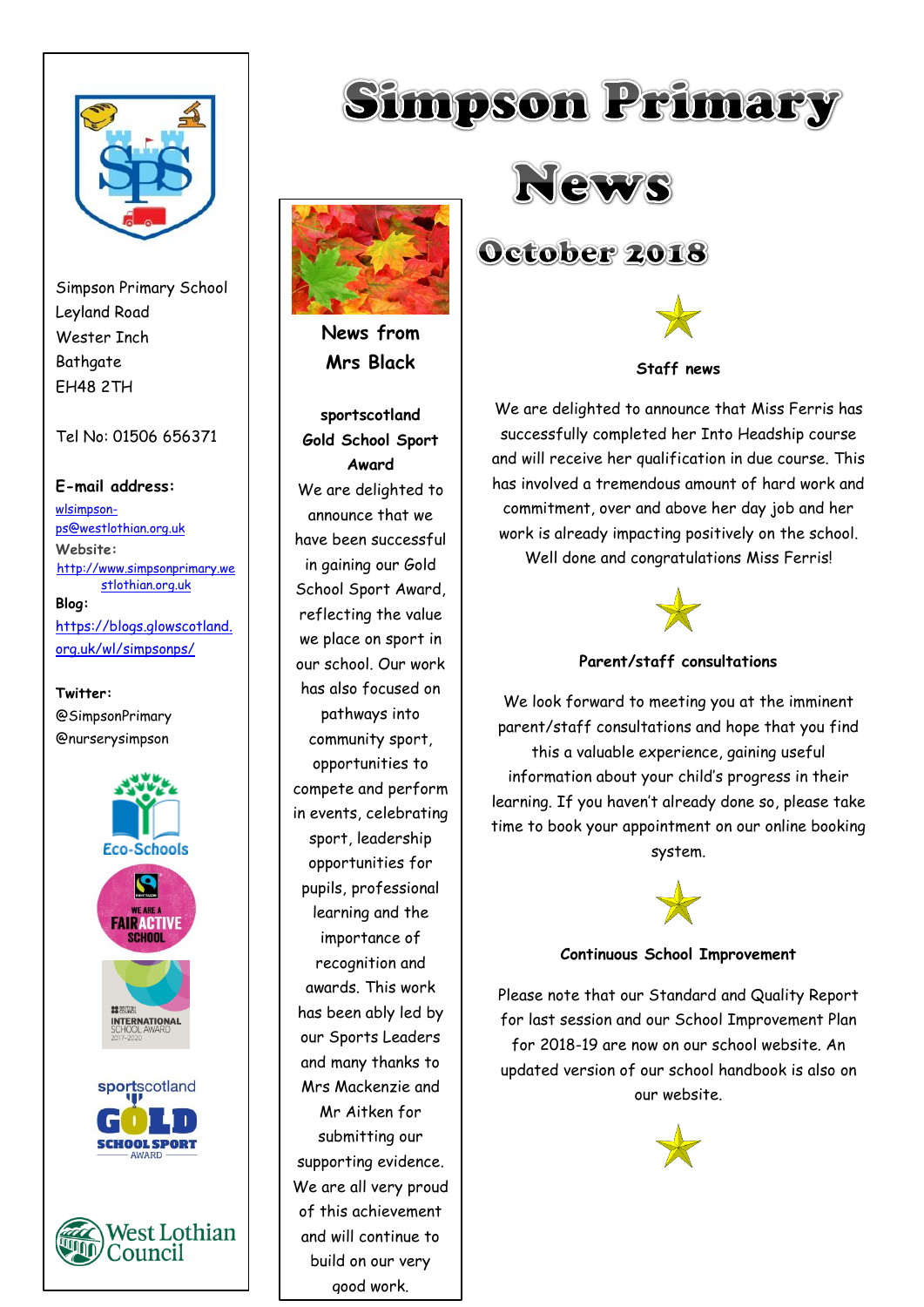# Simpson Primary News

## October 2018

Simpson Primary School
Leyland Road
Wester Inch
Bathgate
EH48 2TH

Tel No: 01506 656371

**E-mail address:**
wlsimpson-ps@westlothian.org.uk

**Website:**
http://www.simpsonprimary.westlothian.org.uk

**Blog:**
https://blogs.glowscotland.org.uk/wl/simpsonps/

**Twitter:**
@SimpsonPrimary
@nurserysimpson

Eco-Schools

WE ARE A FAIRACTIVE SCHOOL

INTERNATIONAL SCHOOL AWARD 2017-2020

sportscotland GOLD SCHOOL SPORT AWARD

West Lothian Council

### News from Mrs Black

**sportscotland Gold School Sport Award**

We are delighted to announce that we have been successful in gaining our Gold School Sport Award, reflecting the value we place on sport in our school. Our work has also focused on pathways into community sport, opportunities to compete and perform in events, celebrating sport, leadership opportunities for pupils, professional learning and the importance of recognition and awards. This work has been ably led by our Sports Leaders and many thanks to Mrs Mackenzie and Mr Aitken for submitting our supporting evidence. We are all very proud of this achievement and will continue to build on our very good work.

**Staff news**

We are delighted to announce that Miss Ferris has successfully completed her Into Headship course and will receive her qualification in due course. This has involved a tremendous amount of hard work and commitment, over and above her day job and her work is already impacting positively on the school. Well done and congratulations Miss Ferris!

**Parent/staff consultations**

We look forward to meeting you at the imminent parent/staff consultations and hope that you find this a valuable experience, gaining useful information about your child's progress in their learning. If you haven't already done so, please take time to book your appointment on our online booking system.

**Continuous School Improvement**

Please note that our Standard and Quality Report for last session and our School Improvement Plan for 2018-19 are now on our school website. An updated version of our school handbook is also on our website.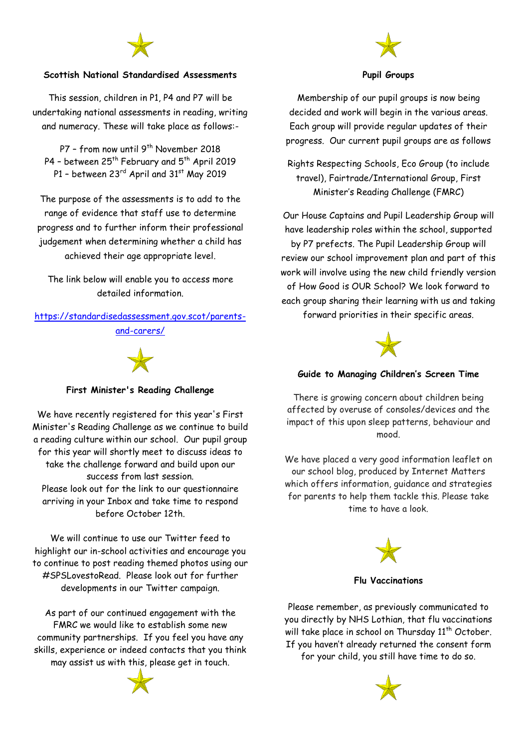## Scottish National Standardised Assessments

This session, children in P1, P4 and P7 will be undertaking national assessments in reading, writing and numeracy. These will take place as follows:-

P7 – from now until 9th November 2018
P4 – between 25th February and 5th April 2019
P1 – between 23rd April and 31st May 2019

The purpose of the assessments is to add to the range of evidence that staff use to determine progress and to further inform their professional judgement when determining whether a child has achieved their age appropriate level.

The link below will enable you to access more detailed information.

https://standardisedassessment.gov.scot/parents-and-carers/

## First Minister's Reading Challenge

We have recently registered for this year's First Minister's Reading Challenge as we continue to build a reading culture within our school. Our pupil group for this year will shortly meet to discuss ideas to take the challenge forward and build upon our success from last session.
Please look out for the link to our questionnaire arriving in your Inbox and take time to respond before October 12th.

We will continue to use our Twitter feed to highlight our in-school activities and encourage you to continue to post reading themed photos using our #SPSLovestoRead. Please look out for further developments in our Twitter campaign.

As part of our continued engagement with the FMRC we would like to establish some new community partnerships. If you feel you have any skills, experience or indeed contacts that you think may assist us with this, please get in touch.

## Pupil Groups

Membership of our pupil groups is now being decided and work will begin in the various areas. Each group will provide regular updates of their progress. Our current pupil groups are as follows

Rights Respecting Schools, Eco Group (to include travel), Fairtrade/International Group, First Minister's Reading Challenge (FMRC)

Our House Captains and Pupil Leadership Group will have leadership roles within the school, supported by P7 prefects. The Pupil Leadership Group will review our school improvement plan and part of this work will involve using the new child friendly version of How Good is OUR School? We look forward to each group sharing their learning with us and taking forward priorities in their specific areas.

## Guide to Managing Children's Screen Time

There is growing concern about children being affected by overuse of consoles/devices and the impact of this upon sleep patterns, behaviour and mood.

We have placed a very good information leaflet on our school blog, produced by Internet Matters which offers information, guidance and strategies for parents to help them tackle this. Please take time to have a look.

## Flu Vaccinations

Please remember, as previously communicated to you directly by NHS Lothian, that flu vaccinations will take place in school on Thursday 11th October. If you haven't already returned the consent form for your child, you still have time to do so.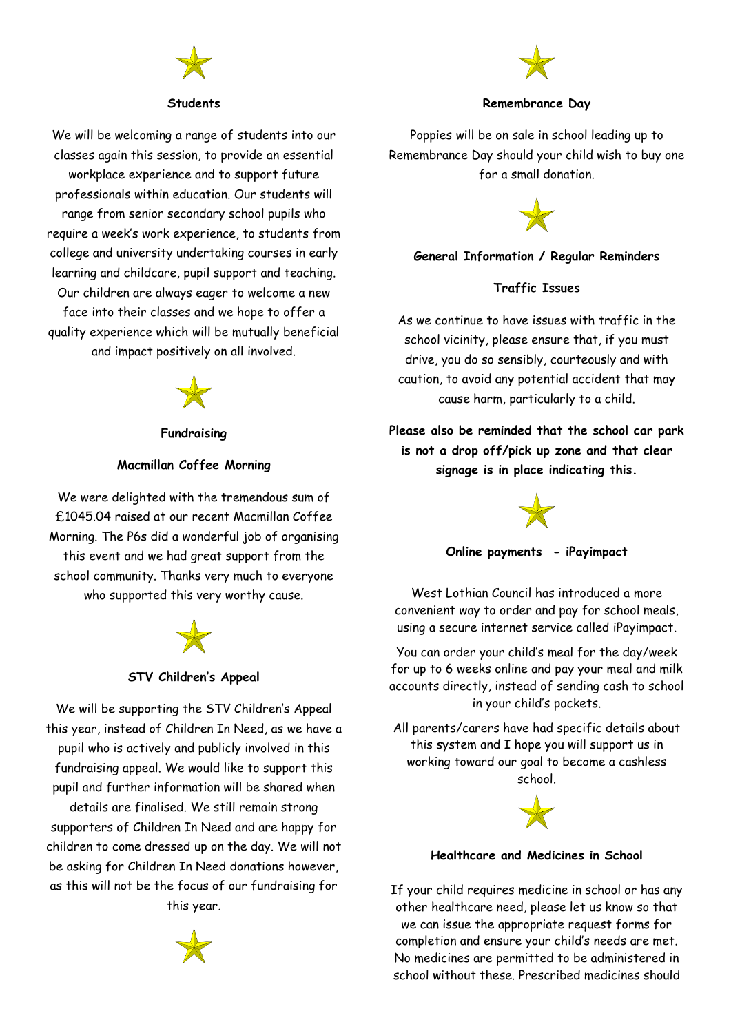### Students

We will be welcoming a range of students into our classes again this session, to provide an essential workplace experience and to support future professionals within education. Our students will range from senior secondary school pupils who require a week's work experience, to students from college and university undertaking courses in early learning and childcare, pupil support and teaching. Our children are always eager to welcome a new face into their classes and we hope to offer a quality experience which will be mutually beneficial and impact positively on all involved.

### Fundraising

#### Macmillan Coffee Morning

We were delighted with the tremendous sum of £1045.04 raised at our recent Macmillan Coffee Morning. The P6s did a wonderful job of organising this event and we had great support from the school community. Thanks very much to everyone who supported this very worthy cause.

### STV Children's Appeal

We will be supporting the STV Children's Appeal this year, instead of Children In Need, as we have a pupil who is actively and publicly involved in this fundraising appeal. We would like to support this pupil and further information will be shared when details are finalised. We still remain strong supporters of Children In Need and are happy for children to come dressed up on the day. We will not be asking for Children In Need donations however, as this will not be the focus of our fundraising for this year.

### Remembrance Day

Poppies will be on sale in school leading up to Remembrance Day should your child wish to buy one for a small donation.

### General Information / Regular Reminders

#### Traffic Issues

As we continue to have issues with traffic in the school vicinity, please ensure that, if you must drive, you do so sensibly, courteously and with caution, to avoid any potential accident that may cause harm, particularly to a child.

**Please also be reminded that the school car park is not a drop off/pick up zone and that clear signage is in place indicating this.**

### Online payments - iPayimpact

West Lothian Council has introduced a more convenient way to order and pay for school meals, using a secure internet service called iPayimpact.

You can order your child's meal for the day/week for up to 6 weeks online and pay your meal and milk accounts directly, instead of sending cash to school in your child's pockets.

All parents/carers have had specific details about this system and I hope you will support us in working toward our goal to become a cashless school.

### Healthcare and Medicines in School

If your child requires medicine in school or has any other healthcare need, please let us know so that we can issue the appropriate request forms for completion and ensure your child's needs are met. No medicines are permitted to be administered in school without these. Prescribed medicines should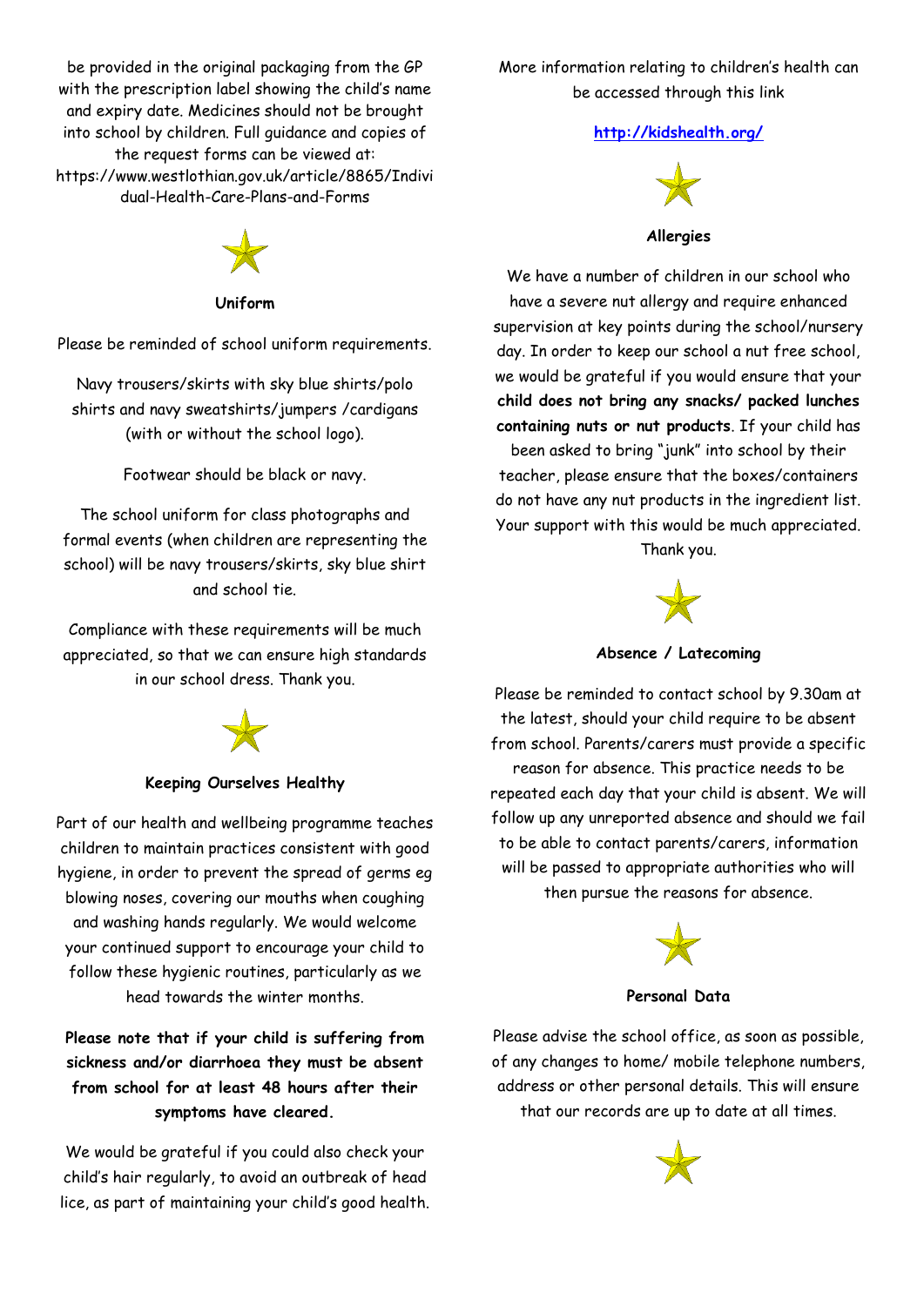be provided in the original packaging from the GP with the prescription label showing the child's name and expiry date. Medicines should not be brought into school by children. Full guidance and copies of the request forms can be viewed at: https://www.westlothian.gov.uk/article/8865/Individual-Health-Care-Plans-and-Forms

### Uniform

Please be reminded of school uniform requirements.

Navy trousers/skirts with sky blue shirts/polo shirts and navy sweatshirts/jumpers /cardigans (with or without the school logo).

Footwear should be black or navy.

The school uniform for class photographs and formal events (when children are representing the school) will be navy trousers/skirts, sky blue shirt and school tie.

Compliance with these requirements will be much appreciated, so that we can ensure high standards in our school dress. Thank you.

### Keeping Ourselves Healthy

Part of our health and wellbeing programme teaches children to maintain practices consistent with good hygiene, in order to prevent the spread of germs eg blowing noses, covering our mouths when coughing and washing hands regularly. We would welcome your continued support to encourage your child to follow these hygienic routines, particularly as we head towards the winter months.

**Please note that if your child is suffering from sickness and/or diarrhoea they must be absent from school for at least 48 hours after their symptoms have cleared.**

We would be grateful if you could also check your child's hair regularly, to avoid an outbreak of head lice, as part of maintaining your child's good health.

More information relating to children's health can be accessed through this link

**http://kidshealth.org/**

### Allergies

We have a number of children in our school who have a severe nut allergy and require enhanced supervision at key points during the school/nursery day. In order to keep our school a nut free school, we would be grateful if you would ensure that your **child does not bring any snacks/ packed lunches containing nuts or nut products**. If your child has been asked to bring "junk" into school by their teacher, please ensure that the boxes/containers do not have any nut products in the ingredient list. Your support with this would be much appreciated. Thank you.

### Absence / Latecoming

Please be reminded to contact school by 9.30am at the latest, should your child require to be absent from school. Parents/carers must provide a specific reason for absence. This practice needs to be repeated each day that your child is absent. We will follow up any unreported absence and should we fail to be able to contact parents/carers, information will be passed to appropriate authorities who will then pursue the reasons for absence.

### Personal Data

Please advise the school office, as soon as possible, of any changes to home/ mobile telephone numbers, address or other personal details. This will ensure that our records are up to date at all times.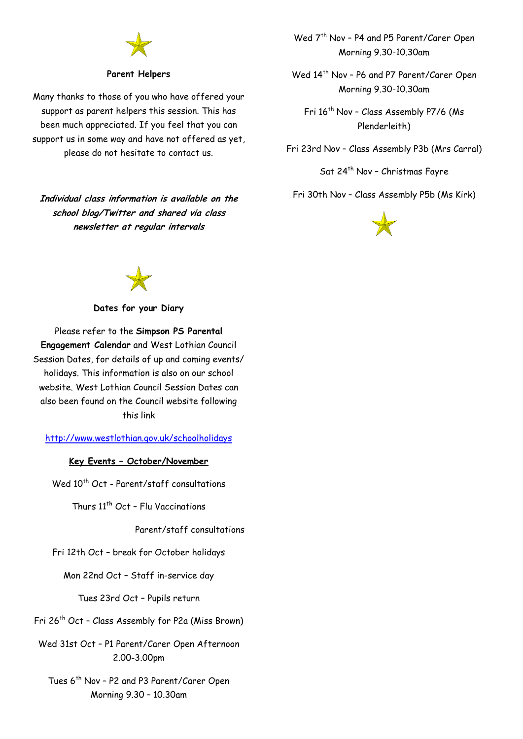**Parent Helpers**

Many thanks to those of you who have offered your support as parent helpers this session. This has been much appreciated. If you feel that you can support us in some way and have not offered as yet, please do not hesitate to contact us.

***Individual class information is available on the school blog/Twitter and shared via class newsletter at regular intervals***

**Dates for your Diary**

Please refer to the **Simpson PS Parental Engagement Calendar** and West Lothian Council Session Dates, for details of up and coming events/ holidays. This information is also on our school website. West Lothian Council Session Dates can also been found on the Council website following this link

http://www.westlothian.gov.uk/schoolholidays

**Key Events – October/November**

Wed 10th Oct - Parent/staff consultations

Thurs 11th Oct – Flu Vaccinations

Parent/staff consultations

Fri 12th Oct – break for October holidays

Mon 22nd Oct – Staff in-service day

Tues 23rd Oct – Pupils return

Fri 26th Oct – Class Assembly for P2a (Miss Brown)

Wed 31st Oct – P1 Parent/Carer Open Afternoon 2.00-3.00pm

Tues 6th Nov – P2 and P3 Parent/Carer Open Morning 9.30 – 10.30am

Wed 7th Nov – P4 and P5 Parent/Carer Open Morning 9.30-10.30am

Wed 14th Nov – P6 and P7 Parent/Carer Open Morning 9.30-10.30am

Fri 16th Nov – Class Assembly P7/6 (Ms Plenderleith)

Fri 23rd Nov – Class Assembly P3b (Mrs Carral)

Sat 24th Nov – Christmas Fayre

Fri 30th Nov – Class Assembly P5b (Ms Kirk)